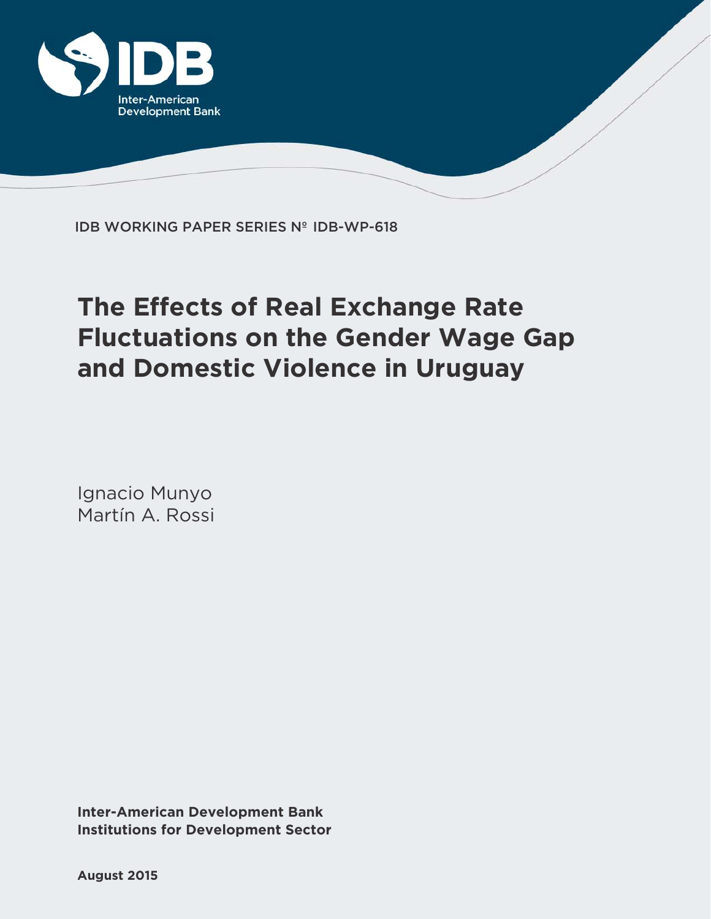IDB

Inter-American Development Bank

IDB WORKING PAPER SERIES Nº IDB-WP-618

# The Effects of Real Exchange Rate Fluctuations on the Gender Wage Gap and Domestic Violence in Uruguay

Ignacio Munyo
Martín A. Rossi

**Inter-American Development Bank**
**Institutions for Development Sector**

**August 2015**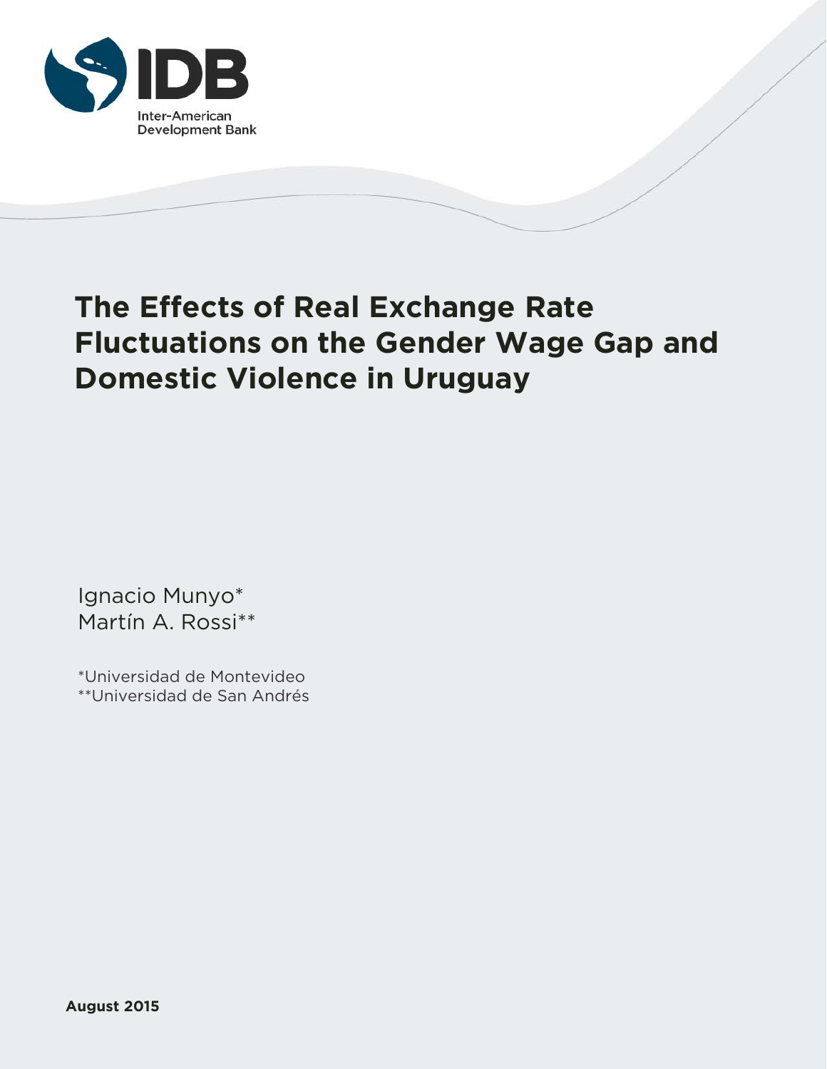IDB

Inter-American Development Bank

# The Effects of Real Exchange Rate Fluctuations on the Gender Wage Gap and Domestic Violence in Uruguay

Ignacio Munyo*
Martín A. Rossi**

*Universidad de Montevideo
**Universidad de San Andrés

**August 2015**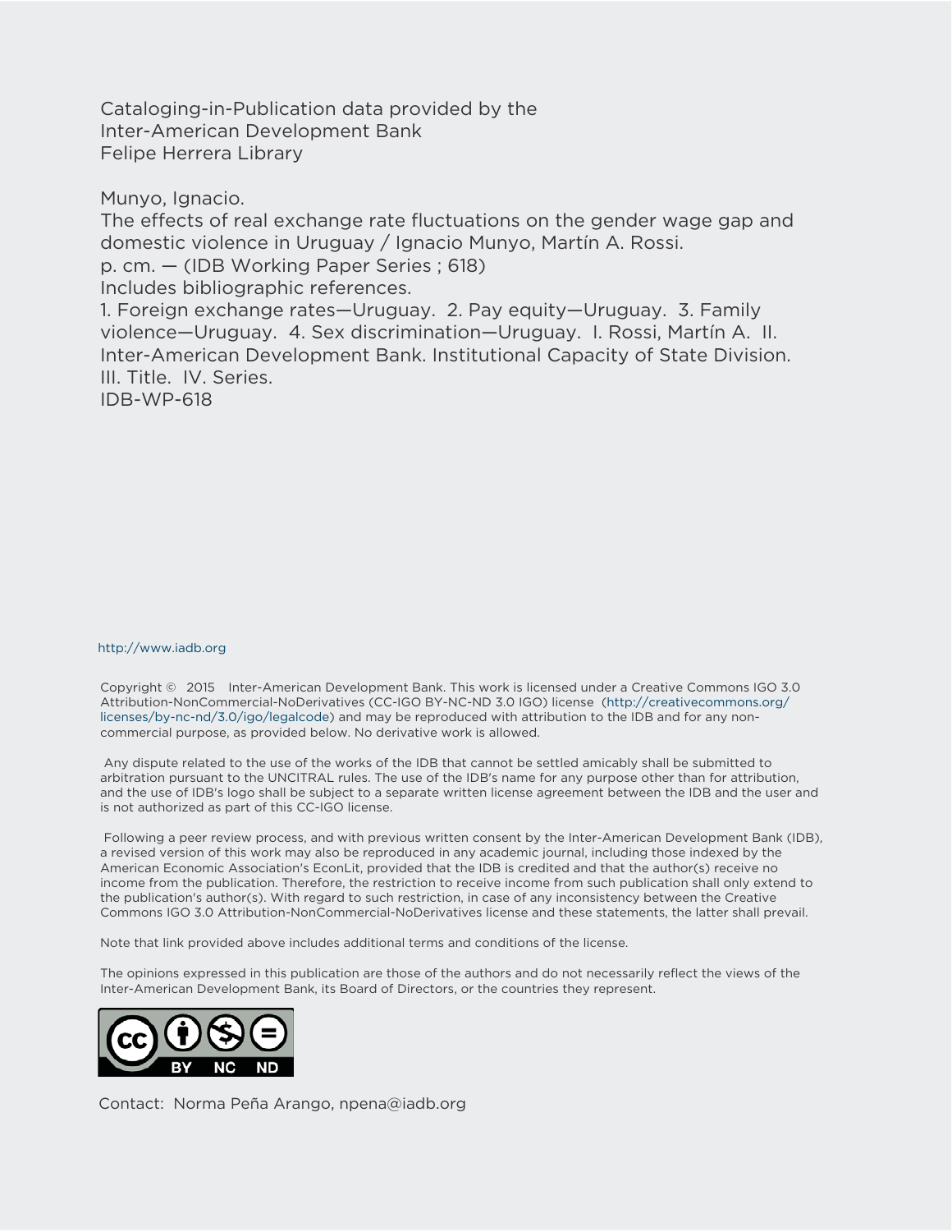Cataloging-in-Publication data provided by the
Inter-American Development Bank
Felipe Herrera Library

Munyo, Ignacio.
The effects of real exchange rate fluctuations on the gender wage gap and domestic violence in Uruguay / Ignacio Munyo, Martín A. Rossi.
p. cm. — (IDB Working Paper Series ; 618)
Includes bibliographic references.
1. Foreign exchange rates—Uruguay. 2. Pay equity—Uruguay. 3. Family violence—Uruguay. 4. Sex discrimination—Uruguay. I. Rossi, Martín A. II. Inter-American Development Bank. Institutional Capacity of State Division. III. Title. IV. Series.
IDB-WP-618

http://www.iadb.org

Copyright © 2015 Inter-American Development Bank. This work is licensed under a Creative Commons IGO 3.0 Attribution-NonCommercial-NoDerivatives (CC-IGO BY-NC-ND 3.0 IGO) license (http://creativecommons.org/licenses/by-nc-nd/3.0/igo/legalcode) and may be reproduced with attribution to the IDB and for any non-commercial purpose, as provided below. No derivative work is allowed.

Any dispute related to the use of the works of the IDB that cannot be settled amicably shall be submitted to arbitration pursuant to the UNCITRAL rules. The use of the IDB's name for any purpose other than for attribution, and the use of IDB's logo shall be subject to a separate written license agreement between the IDB and the user and is not authorized as part of this CC-IGO license.

Following a peer review process, and with previous written consent by the Inter-American Development Bank (IDB), a revised version of this work may also be reproduced in any academic journal, including those indexed by the American Economic Association's EconLit, provided that the IDB is credited and that the author(s) receive no income from the publication. Therefore, the restriction to receive income from such publication shall only extend to the publication's author(s). With regard to such restriction, in case of any inconsistency between the Creative Commons IGO 3.0 Attribution-NonCommercial-NoDerivatives license and these statements, the latter shall prevail.

Note that link provided above includes additional terms and conditions of the license.

The opinions expressed in this publication are those of the authors and do not necessarily reflect the views of the Inter-American Development Bank, its Board of Directors, or the countries they represent.

Contact: Norma Peña Arango, npena@iadb.org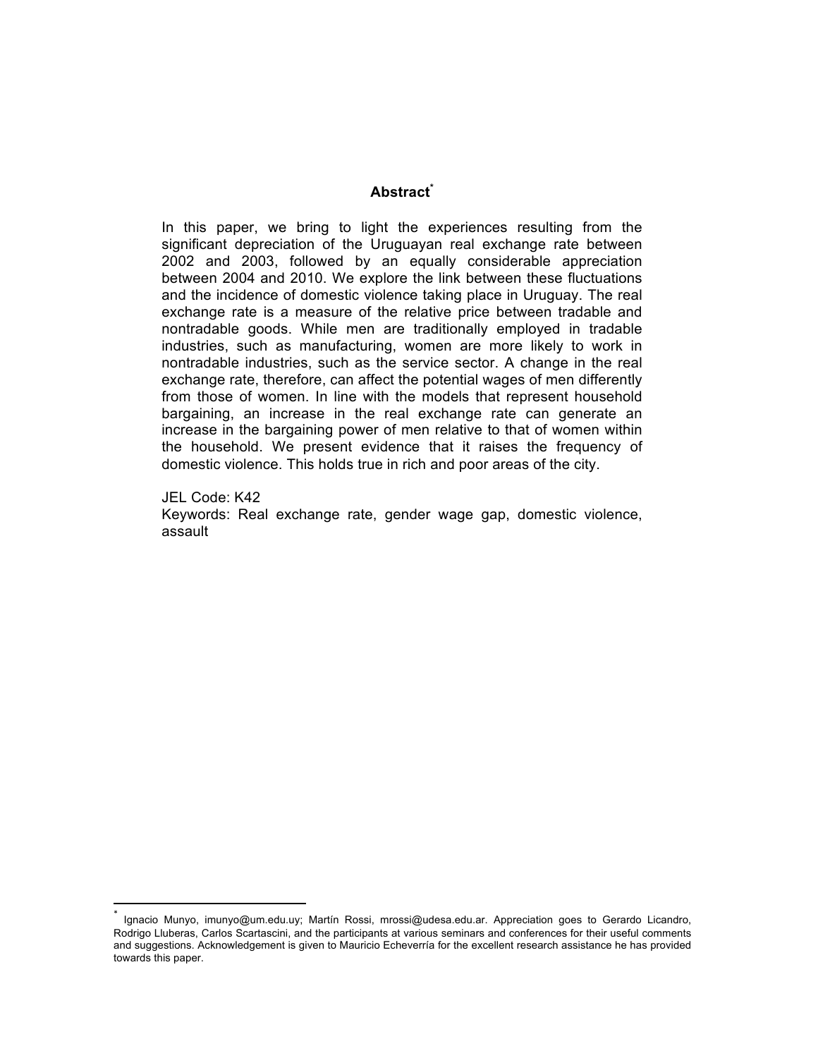## Abstract[*]

In this paper, we bring to light the experiences resulting from the significant depreciation of the Uruguayan real exchange rate between 2002 and 2003, followed by an equally considerable appreciation between 2004 and 2010. We explore the link between these fluctuations and the incidence of domestic violence taking place in Uruguay. The real exchange rate is a measure of the relative price between tradable and nontradable goods. While men are traditionally employed in tradable industries, such as manufacturing, women are more likely to work in nontradable industries, such as the service sector. A change in the real exchange rate, therefore, can affect the potential wages of men differently from those of women. In line with the models that represent household bargaining, an increase in the real exchange rate can generate an increase in the bargaining power of men relative to that of women within the household. We present evidence that it raises the frequency of domestic violence. This holds true in rich and poor areas of the city.

JEL Code: K42

Keywords: Real exchange rate, gender wage gap, domestic violence, assault

---

[*] Ignacio Munyo, imunyo@um.edu.uy; Martín Rossi, mrossi@udesa.edu.ar. Appreciation goes to Gerardo Licandro, Rodrigo Lluberas, Carlos Scartascini, and the participants at various seminars and conferences for their useful comments and suggestions. Acknowledgement is given to Mauricio Echeverría for the excellent research assistance he has provided towards this paper.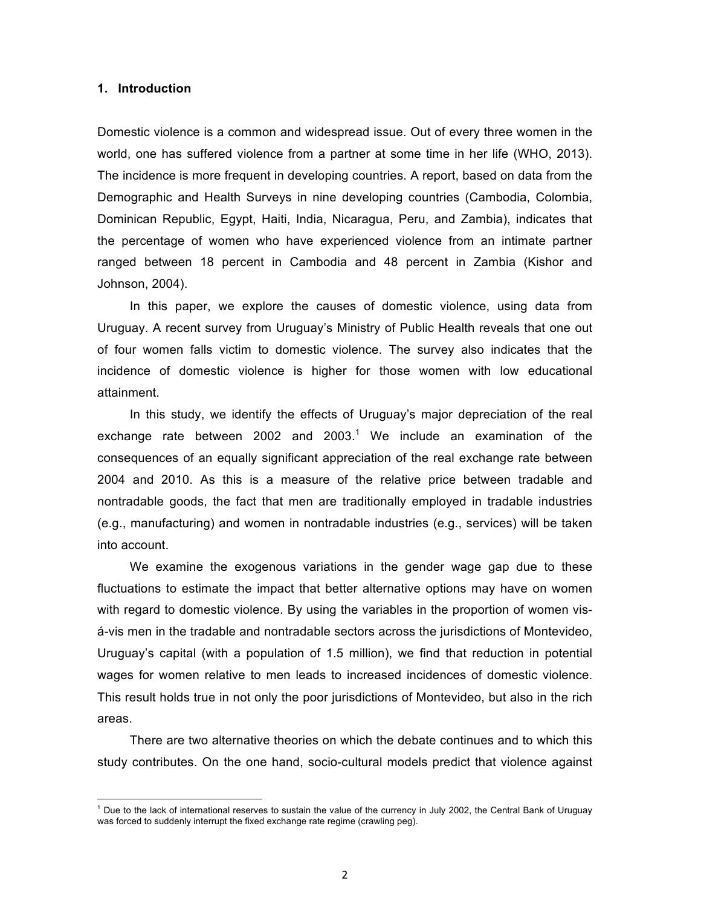## 1. Introduction

Domestic violence is a common and widespread issue. Out of every three women in the world, one has suffered violence from a partner at some time in her life (WHO, 2013). The incidence is more frequent in developing countries. A report, based on data from the Demographic and Health Surveys in nine developing countries (Cambodia, Colombia, Dominican Republic, Egypt, Haiti, India, Nicaragua, Peru, and Zambia), indicates that the percentage of women who have experienced violence from an intimate partner ranged between 18 percent in Cambodia and 48 percent in Zambia (Kishor and Johnson, 2004).

In this paper, we explore the causes of domestic violence, using data from Uruguay. A recent survey from Uruguay's Ministry of Public Health reveals that one out of four women falls victim to domestic violence. The survey also indicates that the incidence of domestic violence is higher for those women with low educational attainment.

In this study, we identify the effects of Uruguay's major depreciation of the real exchange rate between 2002 and 2003.[1] We include an examination of the consequences of an equally significant appreciation of the real exchange rate between 2004 and 2010. As this is a measure of the relative price between tradable and nontradable goods, the fact that men are traditionally employed in tradable industries (e.g., manufacturing) and women in nontradable industries (e.g., services) will be taken into account.

We examine the exogenous variations in the gender wage gap due to these fluctuations to estimate the impact that better alternative options may have on women with regard to domestic violence. By using the variables in the proportion of women vis-á-vis men in the tradable and nontradable sectors across the jurisdictions of Montevideo, Uruguay's capital (with a population of 1.5 million), we find that reduction in potential wages for women relative to men leads to increased incidences of domestic violence. This result holds true in not only the poor jurisdictions of Montevideo, but also in the rich areas.

There are two alternative theories on which the debate continues and to which this study contributes. On the one hand, socio-cultural models predict that violence against

[1] Due to the lack of international reserves to sustain the value of the currency in July 2002, the Central Bank of Uruguay was forced to suddenly interrupt the fixed exchange rate regime (crawling peg).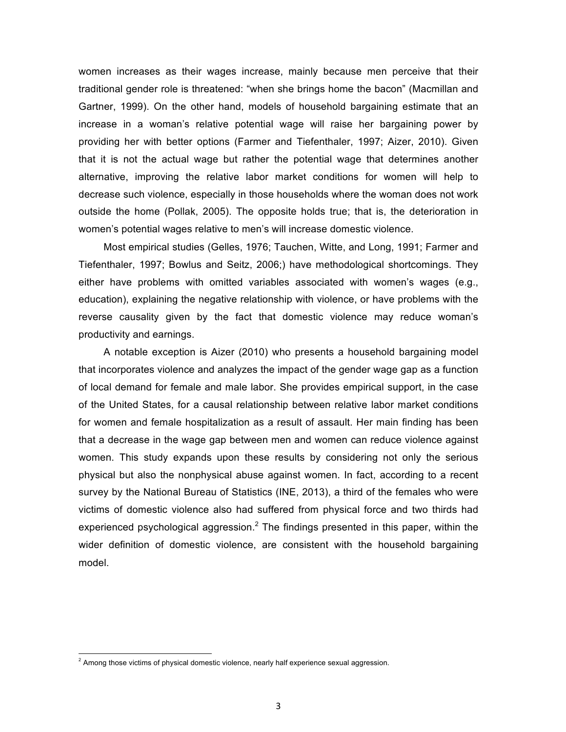women increases as their wages increase, mainly because men perceive that their traditional gender role is threatened: "when she brings home the bacon" (Macmillan and Gartner, 1999). On the other hand, models of household bargaining estimate that an increase in a woman's relative potential wage will raise her bargaining power by providing her with better options (Farmer and Tiefenthaler, 1997; Aizer, 2010). Given that it is not the actual wage but rather the potential wage that determines another alternative, improving the relative labor market conditions for women will help to decrease such violence, especially in those households where the woman does not work outside the home (Pollak, 2005). The opposite holds true; that is, the deterioration in women's potential wages relative to men's will increase domestic violence.

Most empirical studies (Gelles, 1976; Tauchen, Witte, and Long, 1991; Farmer and Tiefenthaler, 1997; Bowlus and Seitz, 2006;) have methodological shortcomings. They either have problems with omitted variables associated with women's wages (e.g., education), explaining the negative relationship with violence, or have problems with the reverse causality given by the fact that domestic violence may reduce woman's productivity and earnings.

A notable exception is Aizer (2010) who presents a household bargaining model that incorporates violence and analyzes the impact of the gender wage gap as a function of local demand for female and male labor. She provides empirical support, in the case of the United States, for a causal relationship between relative labor market conditions for women and female hospitalization as a result of assault. Her main finding has been that a decrease in the wage gap between men and women can reduce violence against women. This study expands upon these results by considering not only the serious physical but also the nonphysical abuse against women. In fact, according to a recent survey by the National Bureau of Statistics (INE, 2013), a third of the females who were victims of domestic violence also had suffered from physical force and two thirds had experienced psychological aggression.[2] The findings presented in this paper, within the wider definition of domestic violence, are consistent with the household bargaining model.

[2] Among those victims of physical domestic violence, nearly half experience sexual aggression.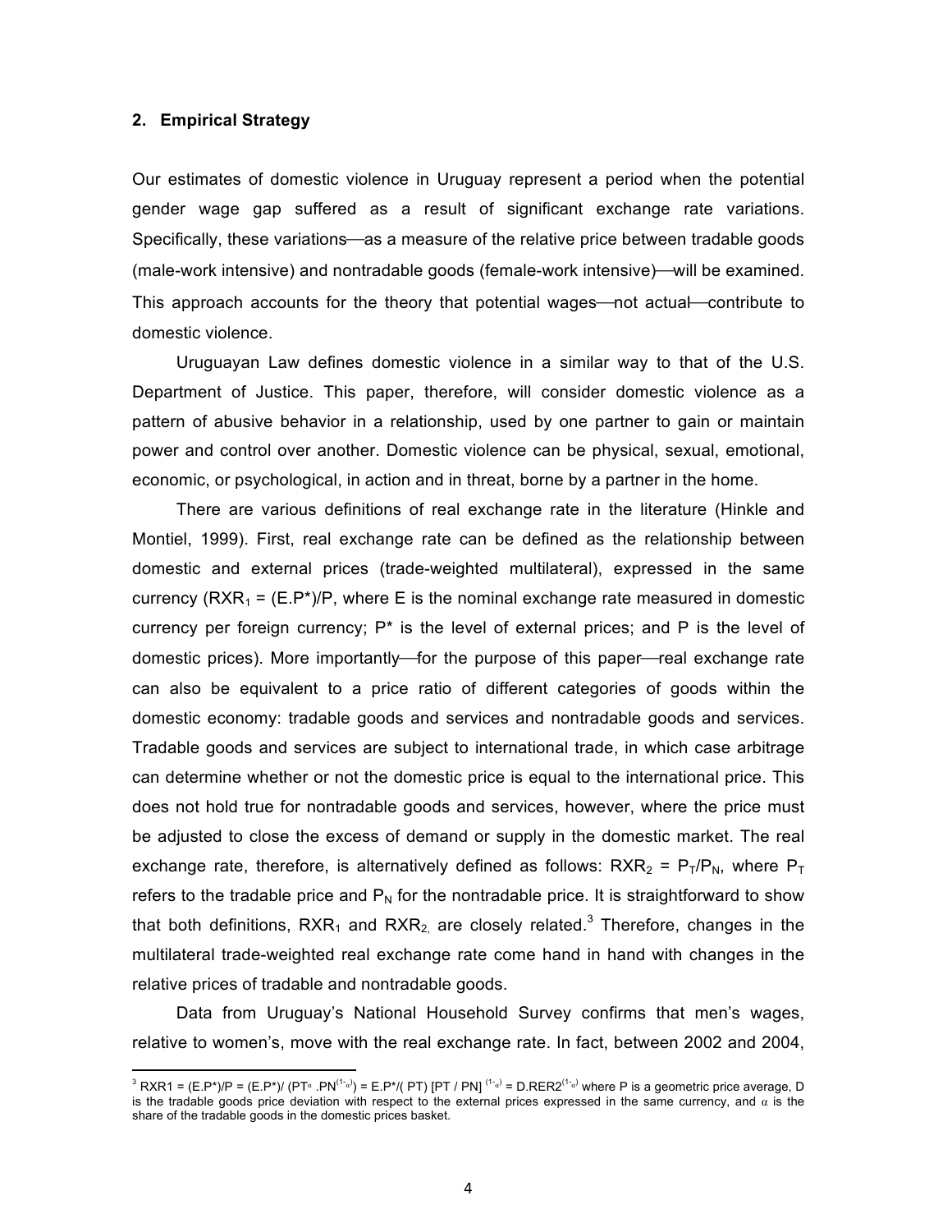## 2. Empirical Strategy

Our estimates of domestic violence in Uruguay represent a period when the potential gender wage gap suffered as a result of significant exchange rate variations. Specifically, these variations—as a measure of the relative price between tradable goods (male-work intensive) and nontradable goods (female-work intensive)—will be examined. This approach accounts for the theory that potential wages—not actual—contribute to domestic violence.

Uruguayan Law defines domestic violence in a similar way to that of the U.S. Department of Justice. This paper, therefore, will consider domestic violence as a pattern of abusive behavior in a relationship, used by one partner to gain or maintain power and control over another. Domestic violence can be physical, sexual, emotional, economic, or psychological, in action and in threat, borne by a partner in the home.

There are various definitions of real exchange rate in the literature (Hinkle and Montiel, 1999). First, real exchange rate can be defined as the relationship between domestic and external prices (trade-weighted multilateral), expressed in the same currency ($RXR_1 = (E.P^*)/P$, where E is the nominal exchange rate measured in domestic currency per foreign currency; P* is the level of external prices; and P is the level of domestic prices). More importantly—for the purpose of this paper—real exchange rate can also be equivalent to a price ratio of different categories of goods within the domestic economy: tradable goods and services and nontradable goods and services. Tradable goods and services are subject to international trade, in which case arbitrage can determine whether or not the domestic price is equal to the international price. This does not hold true for nontradable goods and services, however, where the price must be adjusted to close the excess of demand or supply in the domestic market. The real exchange rate, therefore, is alternatively defined as follows: $RXR_2 = P_T/P_N$, where $P_T$ refers to the tradable price and $P_N$ for the nontradable price. It is straightforward to show that both definitions, $RXR_1$ and $RXR_2$, are closely related.[3] Therefore, changes in the multilateral trade-weighted real exchange rate come hand in hand with changes in the relative prices of tradable and nontradable goods.

Data from Uruguay's National Household Survey confirms that men's wages, relative to women's, move with the real exchange rate. In fact, between 2002 and 2004,

---

[3] $RXR1 = (E.P^*)/P = (E.P^*)/(PT^{\alpha}.PN^{(1-\alpha)}) = E.P^*/(PT)\,[PT / PN]^{(1-\alpha)} = D.RER2^{(1-\alpha)}$ where P is a geometric price average, D is the tradable goods price deviation with respect to the external prices expressed in the same currency, and $\alpha$ is the share of the tradable goods in the domestic prices basket.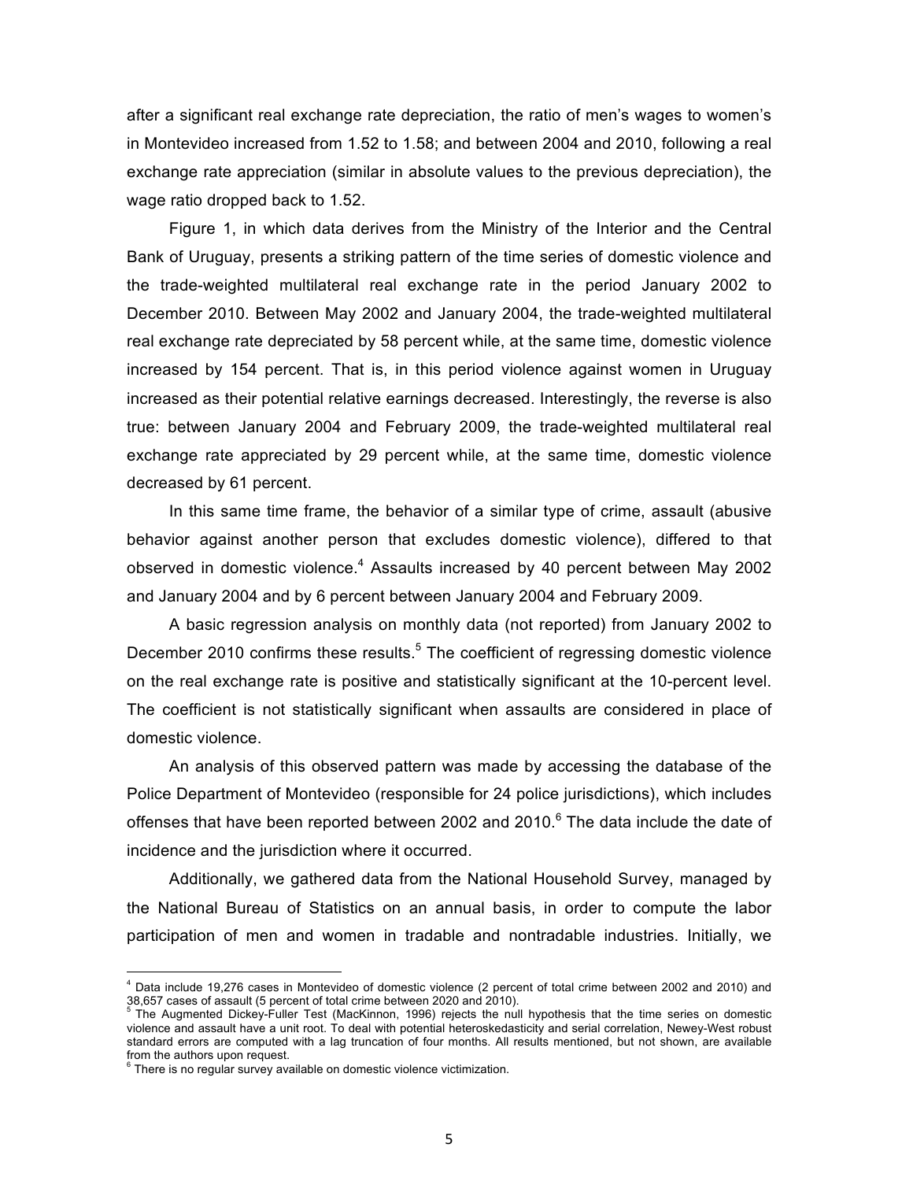after a significant real exchange rate depreciation, the ratio of men's wages to women's in Montevideo increased from 1.52 to 1.58; and between 2004 and 2010, following a real exchange rate appreciation (similar in absolute values to the previous depreciation), the wage ratio dropped back to 1.52.

Figure 1, in which data derives from the Ministry of the Interior and the Central Bank of Uruguay, presents a striking pattern of the time series of domestic violence and the trade-weighted multilateral real exchange rate in the period January 2002 to December 2010. Between May 2002 and January 2004, the trade-weighted multilateral real exchange rate depreciated by 58 percent while, at the same time, domestic violence increased by 154 percent. That is, in this period violence against women in Uruguay increased as their potential relative earnings decreased. Interestingly, the reverse is also true: between January 2004 and February 2009, the trade-weighted multilateral real exchange rate appreciated by 29 percent while, at the same time, domestic violence decreased by 61 percent.

In this same time frame, the behavior of a similar type of crime, assault (abusive behavior against another person that excludes domestic violence), differed to that observed in domestic violence.[4] Assaults increased by 40 percent between May 2002 and January 2004 and by 6 percent between January 2004 and February 2009.

A basic regression analysis on monthly data (not reported) from January 2002 to December 2010 confirms these results.[5] The coefficient of regressing domestic violence on the real exchange rate is positive and statistically significant at the 10-percent level. The coefficient is not statistically significant when assaults are considered in place of domestic violence.

An analysis of this observed pattern was made by accessing the database of the Police Department of Montevideo (responsible for 24 police jurisdictions), which includes offenses that have been reported between 2002 and 2010.[6] The data include the date of incidence and the jurisdiction where it occurred.

Additionally, we gathered data from the National Household Survey, managed by the National Bureau of Statistics on an annual basis, in order to compute the labor participation of men and women in tradable and nontradable industries. Initially, we

---

[4] Data include 19,276 cases in Montevideo of domestic violence (2 percent of total crime between 2002 and 2010) and 38,657 cases of assault (5 percent of total crime between 2020 and 2010).

[5] The Augmented Dickey-Fuller Test (MacKinnon, 1996) rejects the null hypothesis that the time series on domestic violence and assault have a unit root. To deal with potential heteroskedasticity and serial correlation, Newey-West robust standard errors are computed with a lag truncation of four months. All results mentioned, but not shown, are available from the authors upon request.

[6] There is no regular survey available on domestic violence victimization.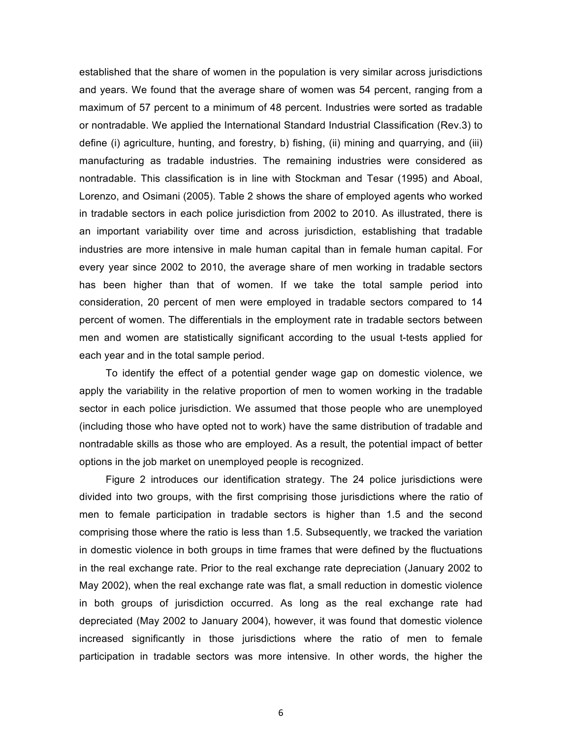established that the share of women in the population is very similar across jurisdictions and years. We found that the average share of women was 54 percent, ranging from a maximum of 57 percent to a minimum of 48 percent. Industries were sorted as tradable or nontradable. We applied the International Standard Industrial Classification (Rev.3) to define (i) agriculture, hunting, and forestry, b) fishing, (ii) mining and quarrying, and (iii) manufacturing as tradable industries. The remaining industries were considered as nontradable. This classification is in line with Stockman and Tesar (1995) and Aboal, Lorenzo, and Osimani (2005). Table 2 shows the share of employed agents who worked in tradable sectors in each police jurisdiction from 2002 to 2010. As illustrated, there is an important variability over time and across jurisdiction, establishing that tradable industries are more intensive in male human capital than in female human capital. For every year since 2002 to 2010, the average share of men working in tradable sectors has been higher than that of women. If we take the total sample period into consideration, 20 percent of men were employed in tradable sectors compared to 14 percent of women. The differentials in the employment rate in tradable sectors between men and women are statistically significant according to the usual t-tests applied for each year and in the total sample period.

To identify the effect of a potential gender wage gap on domestic violence, we apply the variability in the relative proportion of men to women working in the tradable sector in each police jurisdiction. We assumed that those people who are unemployed (including those who have opted not to work) have the same distribution of tradable and nontradable skills as those who are employed. As a result, the potential impact of better options in the job market on unemployed people is recognized.

Figure 2 introduces our identification strategy. The 24 police jurisdictions were divided into two groups, with the first comprising those jurisdictions where the ratio of men to female participation in tradable sectors is higher than 1.5 and the second comprising those where the ratio is less than 1.5. Subsequently, we tracked the variation in domestic violence in both groups in time frames that were defined by the fluctuations in the real exchange rate. Prior to the real exchange rate depreciation (January 2002 to May 2002), when the real exchange rate was flat, a small reduction in domestic violence in both groups of jurisdiction occurred. As long as the real exchange rate had depreciated (May 2002 to January 2004), however, it was found that domestic violence increased significantly in those jurisdictions where the ratio of men to female participation in tradable sectors was more intensive. In other words, the higher the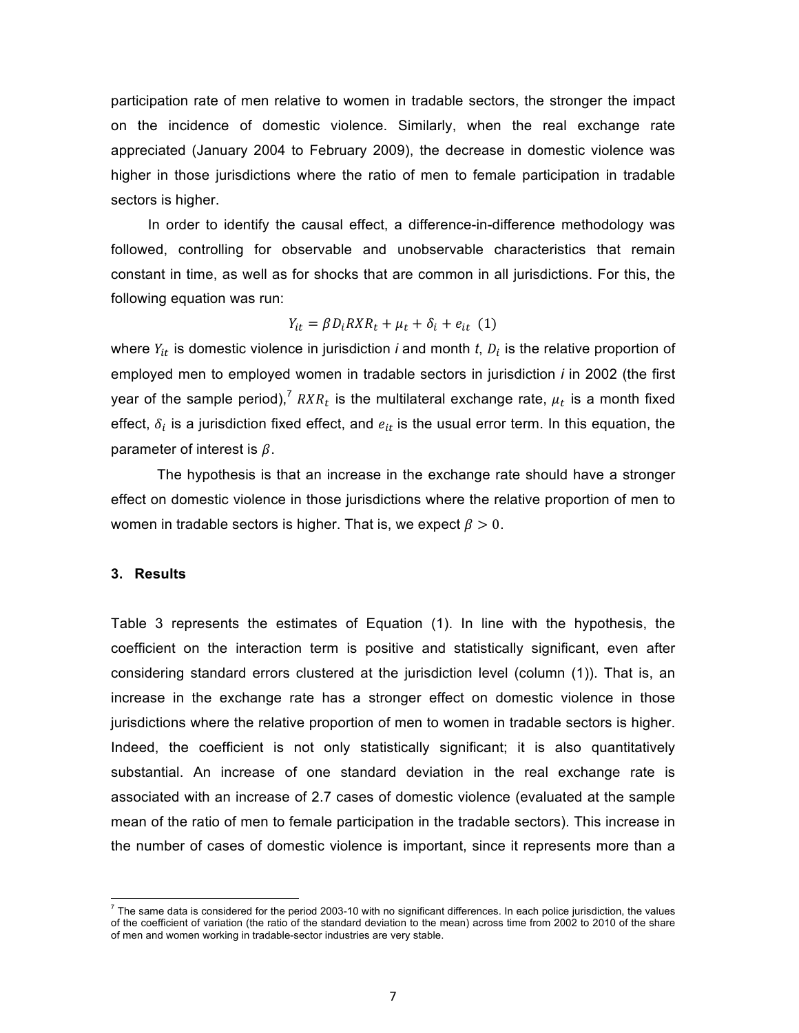participation rate of men relative to women in tradable sectors, the stronger the impact on the incidence of domestic violence. Similarly, when the real exchange rate appreciated (January 2004 to February 2009), the decrease in domestic violence was higher in those jurisdictions where the ratio of men to female participation in tradable sectors is higher.

In order to identify the causal effect, a difference-in-difference methodology was followed, controlling for observable and unobservable characteristics that remain constant in time, as well as for shocks that are common in all jurisdictions. For this, the following equation was run:

$$Y_{it} = \beta D_i RXR_t + \mu_t + \delta_i + e_{it} \quad (1)$$

where $Y_{it}$ is domestic violence in jurisdiction *i* and month *t*, $D_i$ is the relative proportion of employed men to employed women in tradable sectors in jurisdiction *i* in 2002 (the first year of the sample period),[7] $RXR_t$ is the multilateral exchange rate, $\mu_t$ is a month fixed effect, $\delta_i$ is a jurisdiction fixed effect, and $e_{it}$ is the usual error term. In this equation, the parameter of interest is $\beta$.

The hypothesis is that an increase in the exchange rate should have a stronger effect on domestic violence in those jurisdictions where the relative proportion of men to women in tradable sectors is higher. That is, we expect $\beta > 0$.

## 3. Results

Table 3 represents the estimates of Equation (1). In line with the hypothesis, the coefficient on the interaction term is positive and statistically significant, even after considering standard errors clustered at the jurisdiction level (column (1)). That is, an increase in the exchange rate has a stronger effect on domestic violence in those jurisdictions where the relative proportion of men to women in tradable sectors is higher. Indeed, the coefficient is not only statistically significant; it is also quantitatively substantial. An increase of one standard deviation in the real exchange rate is associated with an increase of 2.7 cases of domestic violence (evaluated at the sample mean of the ratio of men to female participation in the tradable sectors). This increase in the number of cases of domestic violence is important, since it represents more than a

[7] The same data is considered for the period 2003-10 with no significant differences. In each police jurisdiction, the values of the coefficient of variation (the ratio of the standard deviation to the mean) across time from 2002 to 2010 of the share of men and women working in tradable-sector industries are very stable.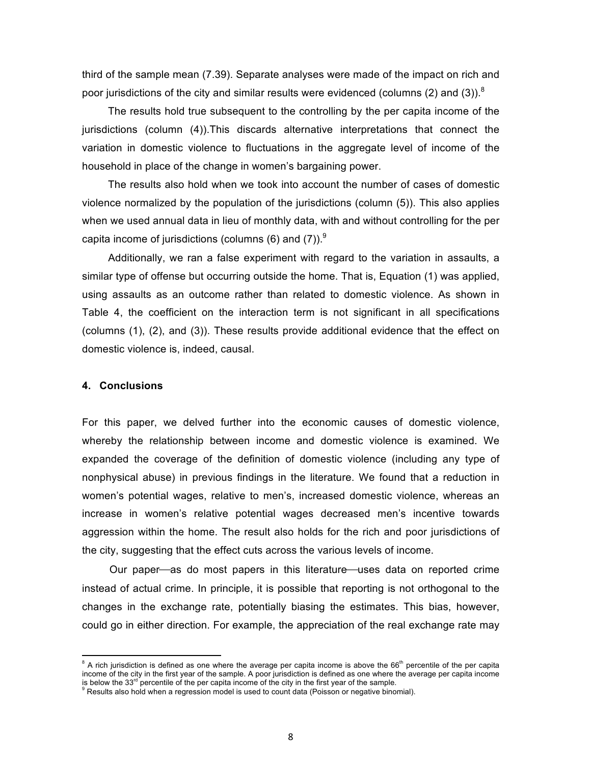third of the sample mean (7.39). Separate analyses were made of the impact on rich and poor jurisdictions of the city and similar results were evidenced (columns (2) and (3)).[8]

The results hold true subsequent to the controlling by the per capita income of the jurisdictions (column (4)).This discards alternative interpretations that connect the variation in domestic violence to fluctuations in the aggregate level of income of the household in place of the change in women's bargaining power.

The results also hold when we took into account the number of cases of domestic violence normalized by the population of the jurisdictions (column (5)). This also applies when we used annual data in lieu of monthly data, with and without controlling for the per capita income of jurisdictions (columns (6) and (7)).[9]

Additionally, we ran a false experiment with regard to the variation in assaults, a similar type of offense but occurring outside the home. That is, Equation (1) was applied, using assaults as an outcome rather than related to domestic violence. As shown in Table 4, the coefficient on the interaction term is not significant in all specifications (columns (1), (2), and (3)). These results provide additional evidence that the effect on domestic violence is, indeed, causal.

## 4. Conclusions

For this paper, we delved further into the economic causes of domestic violence, whereby the relationship between income and domestic violence is examined. We expanded the coverage of the definition of domestic violence (including any type of nonphysical abuse) in previous findings in the literature. We found that a reduction in women's potential wages, relative to men's, increased domestic violence, whereas an increase in women's relative potential wages decreased men's incentive towards aggression within the home. The result also holds for the rich and poor jurisdictions of the city, suggesting that the effect cuts across the various levels of income.

Our paper—as do most papers in this literature—uses data on reported crime instead of actual crime. In principle, it is possible that reporting is not orthogonal to the changes in the exchange rate, potentially biasing the estimates. This bias, however, could go in either direction. For example, the appreciation of the real exchange rate may

---

[8] A rich jurisdiction is defined as one where the average per capita income is above the 66th percentile of the per capita income of the city in the first year of the sample. A poor jurisdiction is defined as one where the average per capita income is below the 33rd percentile of the per capita income of the city in the first year of the sample.

[9] Results also hold when a regression model is used to count data (Poisson or negative binomial).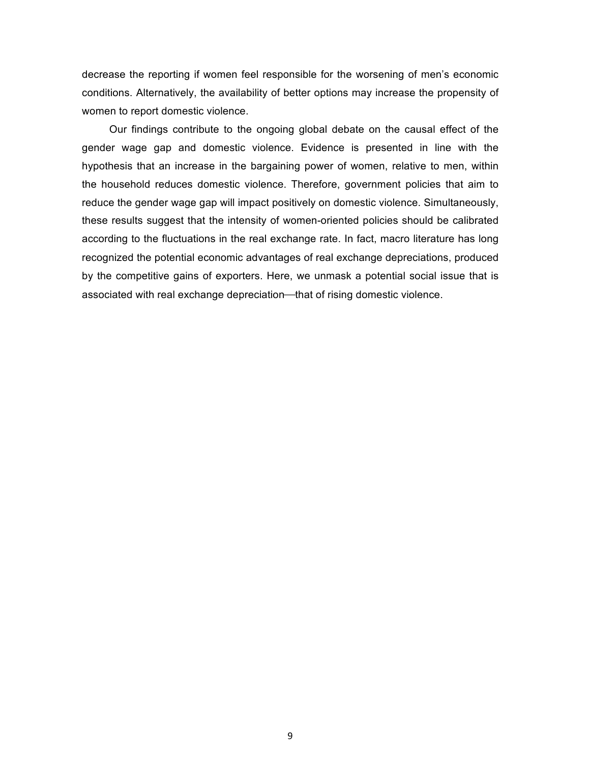decrease the reporting if women feel responsible for the worsening of men's economic conditions. Alternatively, the availability of better options may increase the propensity of women to report domestic violence.

Our findings contribute to the ongoing global debate on the causal effect of the gender wage gap and domestic violence. Evidence is presented in line with the hypothesis that an increase in the bargaining power of women, relative to men, within the household reduces domestic violence. Therefore, government policies that aim to reduce the gender wage gap will impact positively on domestic violence. Simultaneously, these results suggest that the intensity of women-oriented policies should be calibrated according to the fluctuations in the real exchange rate. In fact, macro literature has long recognized the potential economic advantages of real exchange depreciations, produced by the competitive gains of exporters. Here, we unmask a potential social issue that is associated with real exchange depreciation—that of rising domestic violence.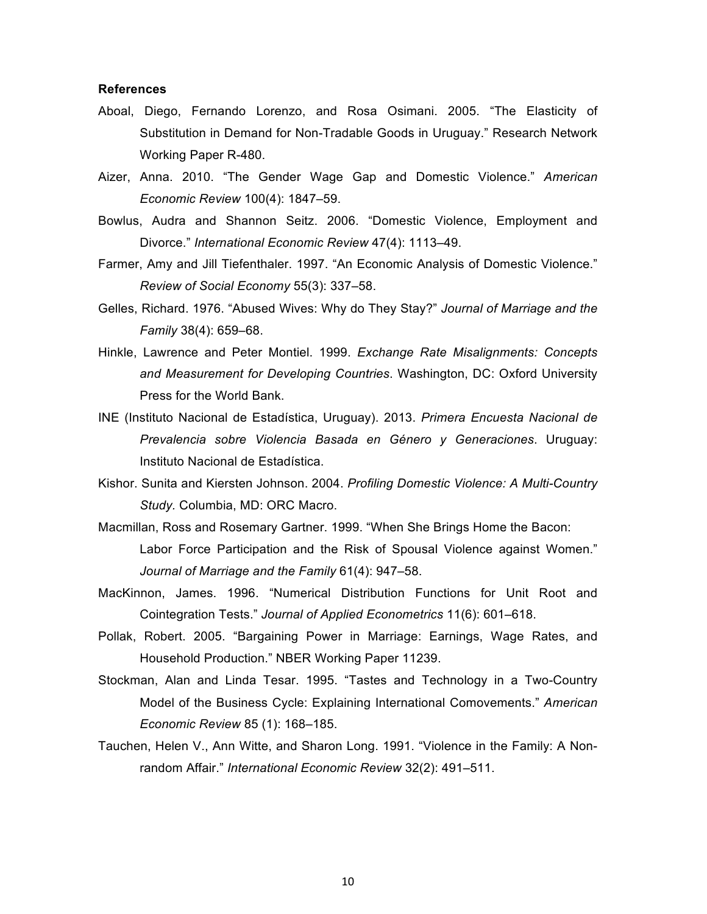**References**

Aboal, Diego, Fernando Lorenzo, and Rosa Osimani. 2005. "The Elasticity of Substitution in Demand for Non-Tradable Goods in Uruguay." Research Network Working Paper R-480.

Aizer, Anna. 2010. "The Gender Wage Gap and Domestic Violence." *American Economic Review* 100(4): 1847–59.

Bowlus, Audra and Shannon Seitz. 2006. "Domestic Violence, Employment and Divorce." *International Economic Review* 47(4): 1113–49.

Farmer, Amy and Jill Tiefenthaler. 1997. "An Economic Analysis of Domestic Violence." *Review of Social Economy* 55(3): 337–58.

Gelles, Richard. 1976. "Abused Wives: Why do They Stay?" *Journal of Marriage and the Family* 38(4): 659–68.

Hinkle, Lawrence and Peter Montiel. 1999. *Exchange Rate Misalignments: Concepts and Measurement for Developing Countries*. Washington, DC: Oxford University Press for the World Bank.

INE (Instituto Nacional de Estadística, Uruguay). 2013. *Primera Encuesta Nacional de Prevalencia sobre Violencia Basada en Género y Generaciones*. Uruguay: Instituto Nacional de Estadística.

Kishor. Sunita and Kiersten Johnson. 2004. *Profiling Domestic Violence: A Multi-Country Study*. Columbia, MD: ORC Macro.

Macmillan, Ross and Rosemary Gartner. 1999. "When She Brings Home the Bacon: Labor Force Participation and the Risk of Spousal Violence against Women." *Journal of Marriage and the Family* 61(4): 947–58.

MacKinnon, James. 1996. "Numerical Distribution Functions for Unit Root and Cointegration Tests." *Journal of Applied Econometrics* 11(6): 601–618.

Pollak, Robert. 2005. "Bargaining Power in Marriage: Earnings, Wage Rates, and Household Production." NBER Working Paper 11239.

Stockman, Alan and Linda Tesar. 1995. "Tastes and Technology in a Two-Country Model of the Business Cycle: Explaining International Comovements." *American Economic Review* 85 (1): 168–185.

Tauchen, Helen V., Ann Witte, and Sharon Long. 1991. "Violence in the Family: A Non-random Affair." *International Economic Review* 32(2): 491–511.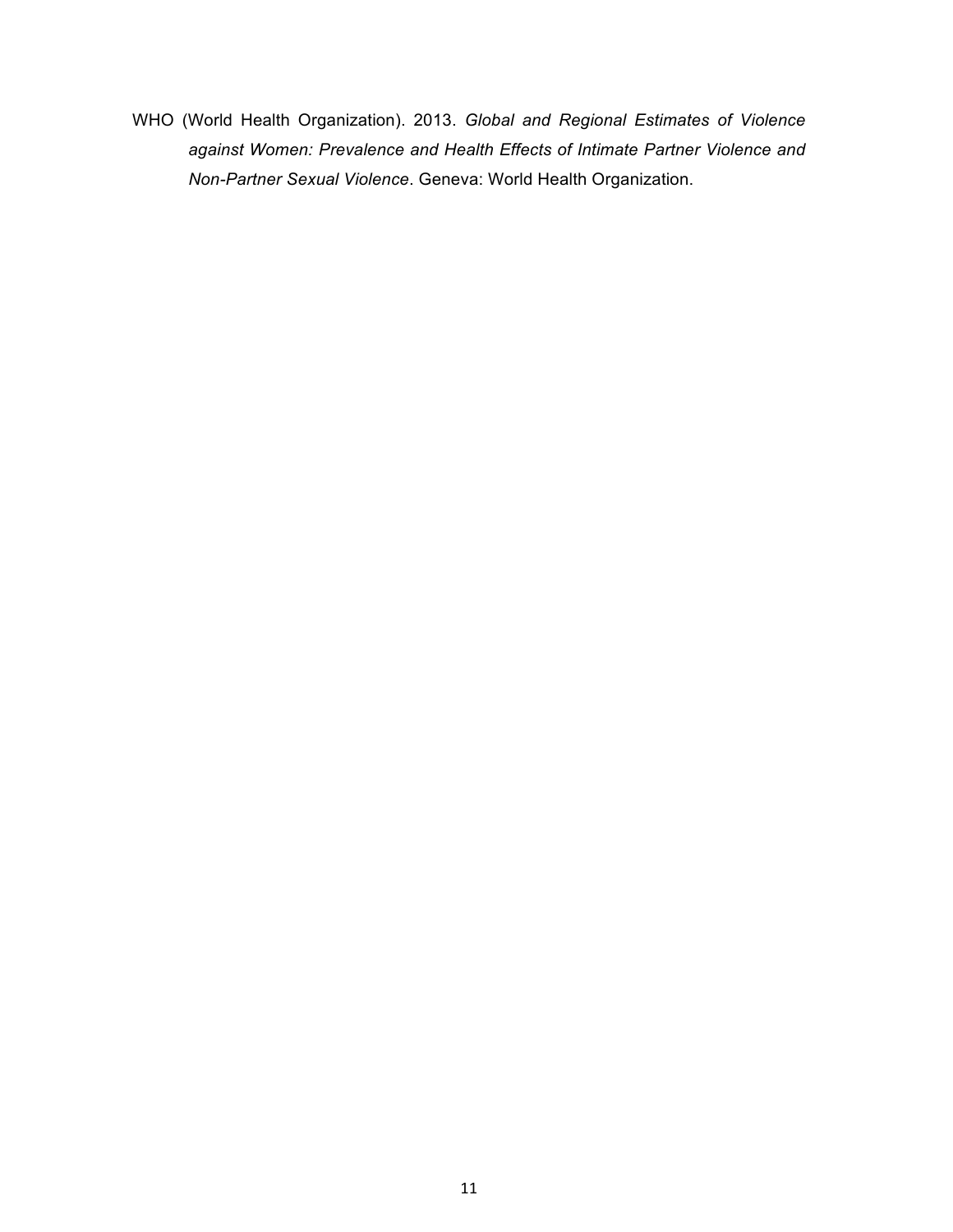WHO (World Health Organization). 2013. *Global and Regional Estimates of Violence against Women: Prevalence and Health Effects of Intimate Partner Violence and Non-Partner Sexual Violence*. Geneva: World Health Organization.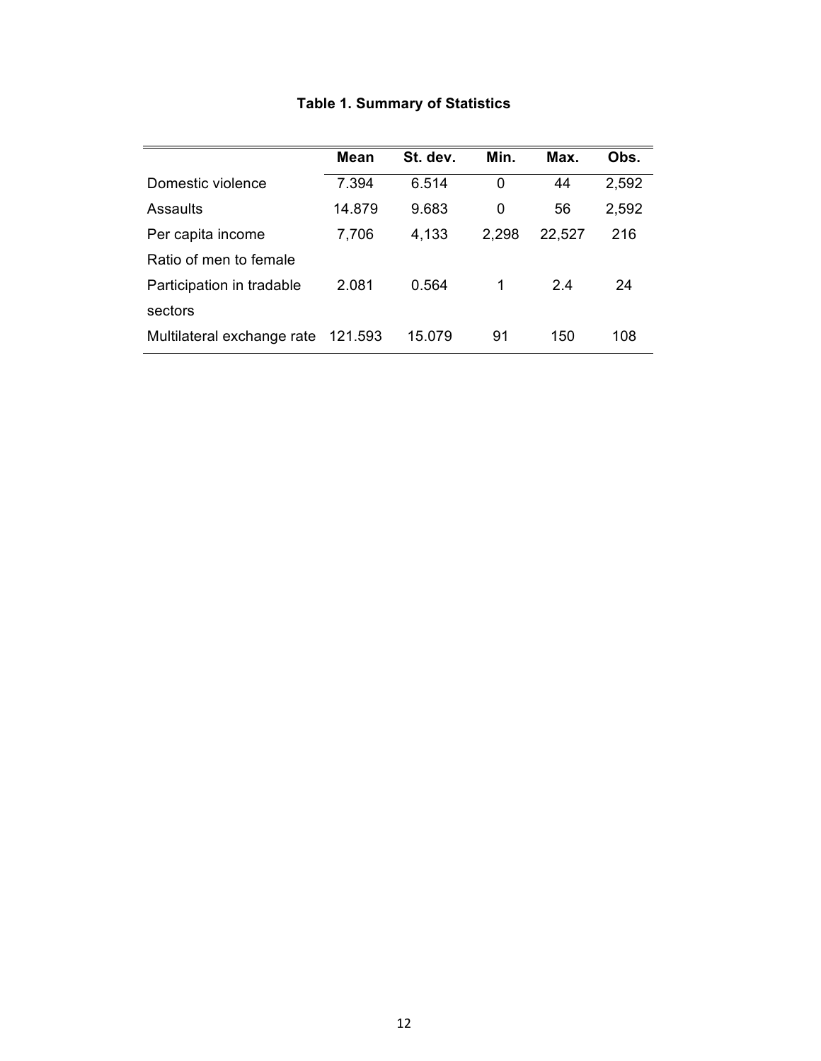**Table 1. Summary of Statistics**

| | Mean | St. dev. | Min. | Max. | Obs. |
|---|---|---|---|---|---|
| Domestic violence | 7.394 | 6.514 | 0 | 44 | 2,592 |
| Assaults | 14.879 | 9.683 | 0 | 56 | 2,592 |
| Per capita income | 7,706 | 4,133 | 2,298 | 22,527 | 216 |
| Ratio of men to female Participation in tradable sectors | 2.081 | 0.564 | 1 | 2.4 | 24 |
| Multilateral exchange rate | 121.593 | 15.079 | 91 | 150 | 108 |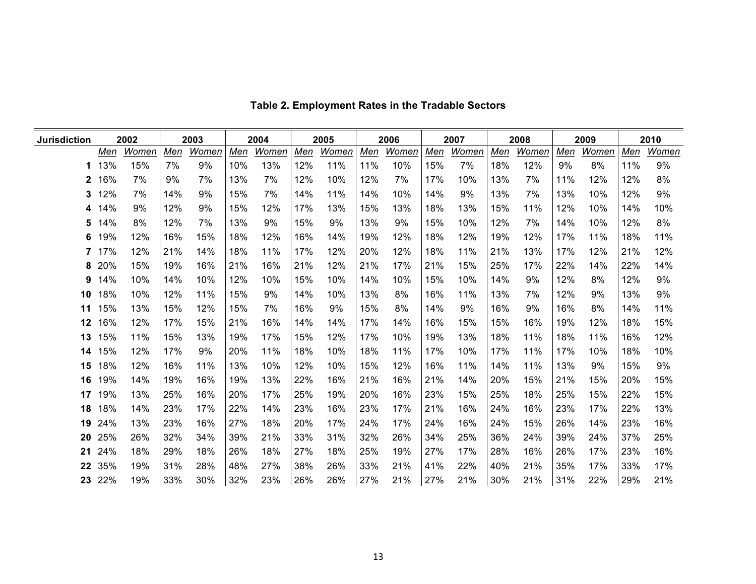**Table 2. Employment Rates in the Tradable Sectors**

| Jurisdiction | 2002 | | 2003 | | 2004 | | 2005 | | 2006 | | 2007 | | 2008 | | 2009 | | 2010 | |
|---|---|---|---|---|---|---|---|---|---|---|---|---|---|---|---|---|---|---|
| | *Men* | *Women* | *Men* | *Women* | *Men* | *Women* | *Men* | *Women* | *Men* | *Women* | *Men* | *Women* | *Men* | *Women* | *Men* | *Women* | *Men* | *Women* |
| **1** | 13% | 15% | 7% | 9% | 10% | 13% | 12% | 11% | 11% | 10% | 15% | 7% | 18% | 12% | 9% | 8% | 11% | 9% |
| **2** | 16% | 7% | 9% | 7% | 13% | 7% | 12% | 10% | 12% | 7% | 17% | 10% | 13% | 7% | 11% | 12% | 12% | 8% |
| **3** | 12% | 7% | 14% | 9% | 15% | 7% | 14% | 11% | 14% | 10% | 14% | 9% | 13% | 7% | 13% | 10% | 12% | 9% |
| **4** | 14% | 9% | 12% | 9% | 15% | 12% | 17% | 13% | 15% | 13% | 18% | 13% | 15% | 11% | 12% | 10% | 14% | 10% |
| **5** | 14% | 8% | 12% | 7% | 13% | 9% | 15% | 9% | 13% | 9% | 15% | 10% | 12% | 7% | 14% | 10% | 12% | 8% |
| **6** | 19% | 12% | 16% | 15% | 18% | 12% | 16% | 14% | 19% | 12% | 18% | 12% | 19% | 12% | 17% | 11% | 18% | 11% |
| **7** | 17% | 12% | 21% | 14% | 18% | 11% | 17% | 12% | 20% | 12% | 18% | 11% | 21% | 13% | 17% | 12% | 21% | 12% |
| **8** | 20% | 15% | 19% | 16% | 21% | 16% | 21% | 12% | 21% | 17% | 21% | 15% | 25% | 17% | 22% | 14% | 22% | 14% |
| **9** | 14% | 10% | 14% | 10% | 12% | 10% | 15% | 10% | 14% | 10% | 15% | 10% | 14% | 9% | 12% | 8% | 12% | 9% |
| **10** | 18% | 10% | 12% | 11% | 15% | 9% | 14% | 10% | 13% | 8% | 16% | 11% | 13% | 7% | 12% | 9% | 13% | 9% |
| **11** | 15% | 13% | 15% | 12% | 15% | 7% | 16% | 9% | 15% | 8% | 14% | 9% | 16% | 9% | 16% | 8% | 14% | 11% |
| **12** | 16% | 12% | 17% | 15% | 21% | 16% | 14% | 14% | 17% | 14% | 16% | 15% | 15% | 16% | 19% | 12% | 18% | 15% |
| **13** | 15% | 11% | 15% | 13% | 19% | 17% | 15% | 12% | 17% | 10% | 19% | 13% | 18% | 11% | 18% | 11% | 16% | 12% |
| **14** | 15% | 12% | 17% | 9% | 20% | 11% | 18% | 10% | 18% | 11% | 17% | 10% | 17% | 11% | 17% | 10% | 18% | 10% |
| **15** | 18% | 12% | 16% | 11% | 13% | 10% | 12% | 10% | 15% | 12% | 16% | 11% | 14% | 11% | 13% | 9% | 15% | 9% |
| **16** | 19% | 14% | 19% | 16% | 19% | 13% | 22% | 16% | 21% | 16% | 21% | 14% | 20% | 15% | 21% | 15% | 20% | 15% |
| **17** | 19% | 13% | 25% | 16% | 20% | 17% | 25% | 19% | 20% | 16% | 23% | 15% | 25% | 18% | 25% | 15% | 22% | 15% |
| **18** | 18% | 14% | 23% | 17% | 22% | 14% | 23% | 16% | 23% | 17% | 21% | 16% | 24% | 16% | 23% | 17% | 22% | 13% |
| **19** | 24% | 13% | 23% | 16% | 27% | 18% | 20% | 17% | 24% | 17% | 24% | 16% | 24% | 15% | 26% | 14% | 23% | 16% |
| **20** | 25% | 26% | 32% | 34% | 39% | 21% | 33% | 31% | 32% | 26% | 34% | 25% | 36% | 24% | 39% | 24% | 37% | 25% |
| **21** | 24% | 18% | 29% | 18% | 26% | 18% | 27% | 18% | 25% | 19% | 27% | 17% | 28% | 16% | 26% | 17% | 23% | 16% |
| **22** | 35% | 19% | 31% | 28% | 48% | 27% | 38% | 26% | 33% | 21% | 41% | 22% | 40% | 21% | 35% | 17% | 33% | 17% |
| **23** | 22% | 19% | 33% | 30% | 32% | 23% | 26% | 26% | 27% | 21% | 27% | 21% | 30% | 21% | 31% | 22% | 29% | 21% |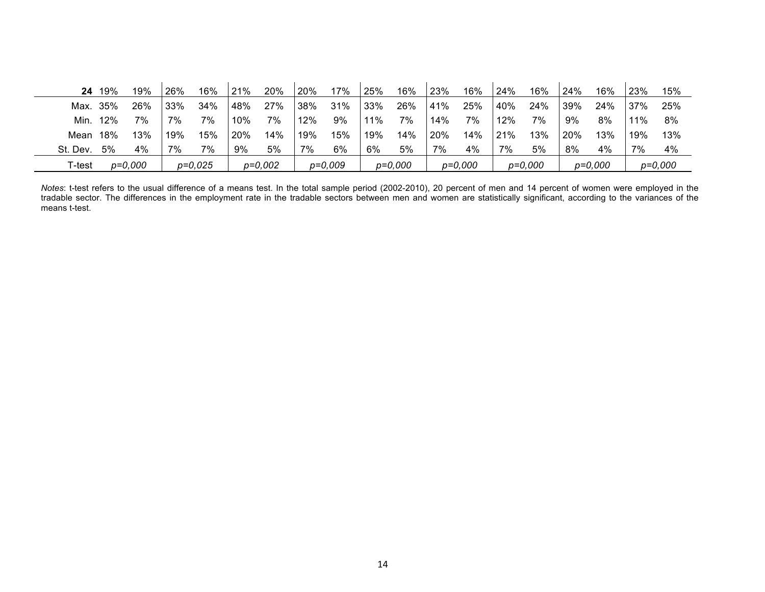| **24** | 19% | 19% | 26% | 16% | 21% | 20% | 20% | 17% | 25% | 16% | 23% | 16% | 24% | 16% | 24% | 16% | 23% | 15% |
|---|---|---|---|---|---|---|---|---|---|---|---|---|---|---|---|---|---|---|
| Max. | 35% | 26% | 33% | 34% | 48% | 27% | 38% | 31% | 33% | 26% | 41% | 25% | 40% | 24% | 39% | 24% | 37% | 25% |
| Min. | 12% | 7% | 7% | 7% | 10% | 7% | 12% | 9% | 11% | 7% | 14% | 7% | 12% | 7% | 9% | 8% | 11% | 8% |
| Mean | 18% | 13% | 19% | 15% | 20% | 14% | 19% | 15% | 19% | 14% | 20% | 14% | 21% | 13% | 20% | 13% | 19% | 13% |
| St. Dev. | 5% | 4% | 7% | 7% | 9% | 5% | 7% | 6% | 6% | 5% | 7% | 4% | 7% | 5% | 8% | 4% | 7% | 4% |
| T-test | *p=0,000* | | *p=0,025* | | *p=0,002* | | *p=0,009* | | *p=0,000* | | *p=0,000* | | *p=0,000* | | *p=0,000* | | *p=0,000* | |

*Notes*: t-test refers to the usual difference of a means test. In the total sample period (2002-2010), 20 percent of men and 14 percent of women were employed in the tradable sector. The differences in the employment rate in the tradable sectors between men and women are statistically significant, according to the variances of the means t-test.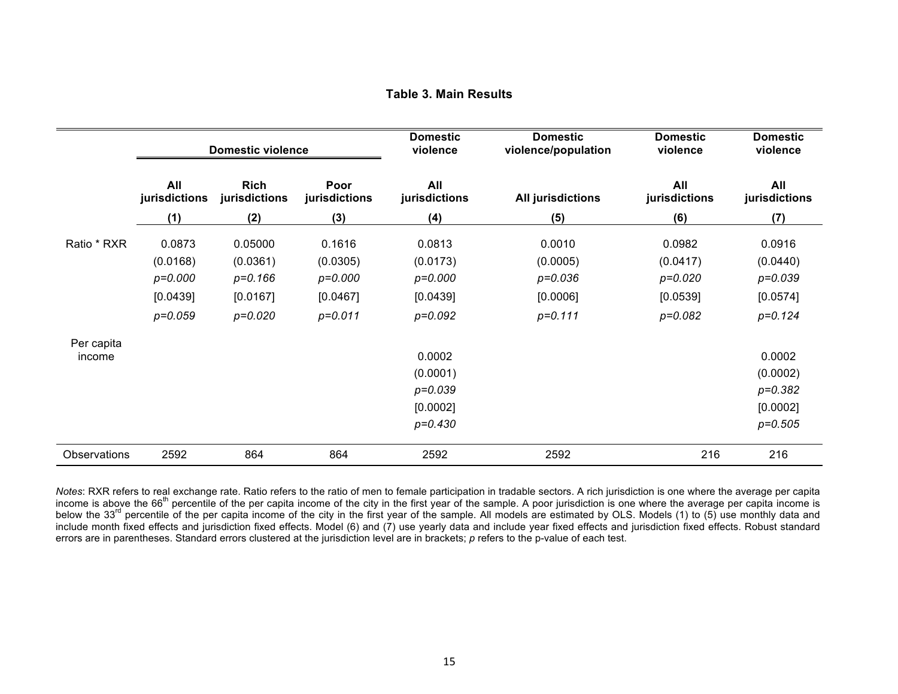**Table 3. Main Results**

| | Domestic violence | | | Domestic violence | Domestic violence/population | Domestic violence | Domestic violence |
|---|---|---|---|---|---|---|---|
| | All jurisdictions | Rich jurisdictions | Poor jurisdictions | All jurisdictions | All jurisdictions | All jurisdictions | All jurisdictions |
| | (1) | (2) | (3) | (4) | (5) | (6) | (7) |
| Ratio * RXR | 0.0873 | 0.05000 | 0.1616 | 0.0813 | 0.0010 | 0.0982 | 0.0916 |
| | (0.0168) | (0.0361) | (0.0305) | (0.0173) | (0.0005) | (0.0417) | (0.0440) |
| | *p=0.000* | *p=0.166* | *p=0.000* | *p=0.000* | *p=0.036* | *p=0.020* | *p=0.039* |
| | [0.0439] | [0.0167] | [0.0467] | [0.0439] | [0.0006] | [0.0539] | [0.0574] |
| | *p=0.059* | *p=0.020* | *p=0.011* | *p=0.092* | *p=0.111* | *p=0.082* | *p=0.124* |
| Per capita income | | | | 0.0002 | | | 0.0002 |
| | | | | (0.0001) | | | (0.0002) |
| | | | | *p=0.039* | | | *p=0.382* |
| | | | | [0.0002] | | | [0.0002] |
| | | | | *p=0.430* | | | *p=0.505* |
| Observations | 2592 | 864 | 864 | 2592 | 2592 | 216 | 216 |

*Notes*: RXR refers to real exchange rate. Ratio refers to the ratio of men to female participation in tradable sectors. A rich jurisdiction is one where the average per capita income is above the 66th percentile of the per capita income of the city in the first year of the sample. A poor jurisdiction is one where the average per capita income is below the 33rd percentile of the per capita income of the city in the first year of the sample. All models are estimated by OLS. Models (1) to (5) use monthly data and include month fixed effects and jurisdiction fixed effects. Model (6) and (7) use yearly data and include year fixed effects and jurisdiction fixed effects. Robust standard errors are in parentheses. Standard errors clustered at the jurisdiction level are in brackets; *p* refers to the p-value of each test.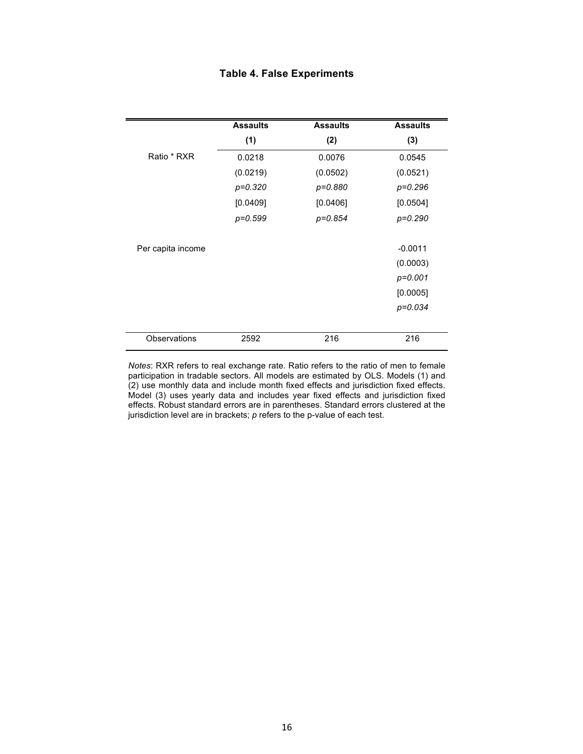## Table 4. False Experiments

| | Assaults | Assaults | Assaults |
|---|---|---|---|
| | (1) | (2) | (3) |
| Ratio * RXR | 0.0218 | 0.0076 | 0.0545 |
| | (0.0219) | (0.0502) | (0.0521) |
| | *p=0.320* | *p=0.880* | *p=0.296* |
| | [0.0409] | [0.0406] | [0.0504] |
| | *p=0.599* | *p=0.854* | *p=0.290* |
| Per capita income | | | -0.0011 |
| | | | (0.0003) |
| | | | *p=0.001* |
| | | | [0.0005] |
| | | | *p=0.034* |
| Observations | 2592 | 216 | 216 |

*Notes*: RXR refers to real exchange rate. Ratio refers to the ratio of men to female participation in tradable sectors. All models are estimated by OLS. Models (1) and (2) use monthly data and include month fixed effects and jurisdiction fixed effects. Model (3) uses yearly data and includes year fixed effects and jurisdiction fixed effects. Robust standard errors are in parentheses. Standard errors clustered at the jurisdiction level are in brackets; *p* refers to the p-value of each test.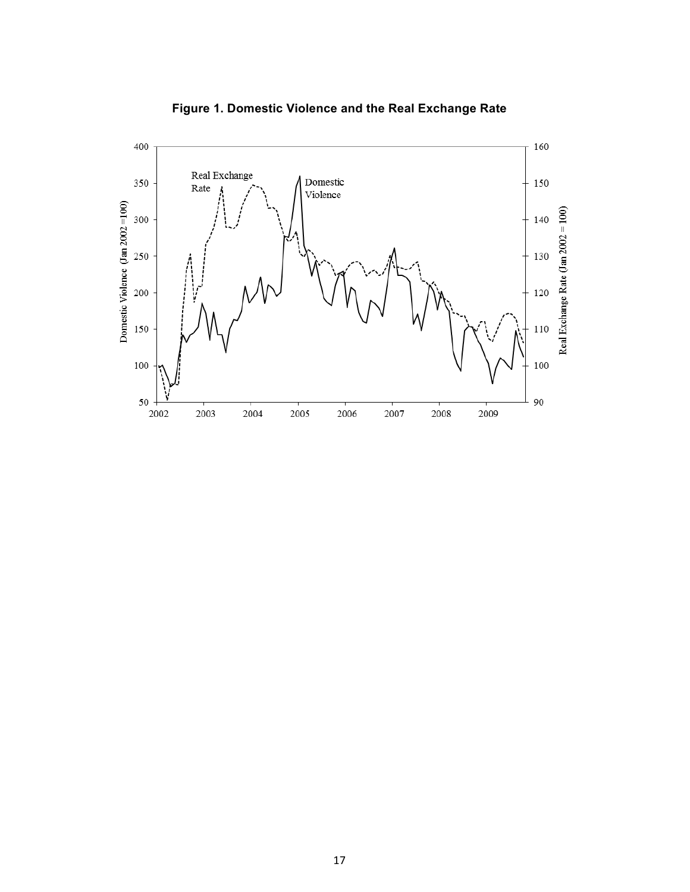**Figure 1. Domestic Violence and the Real Exchange Rate**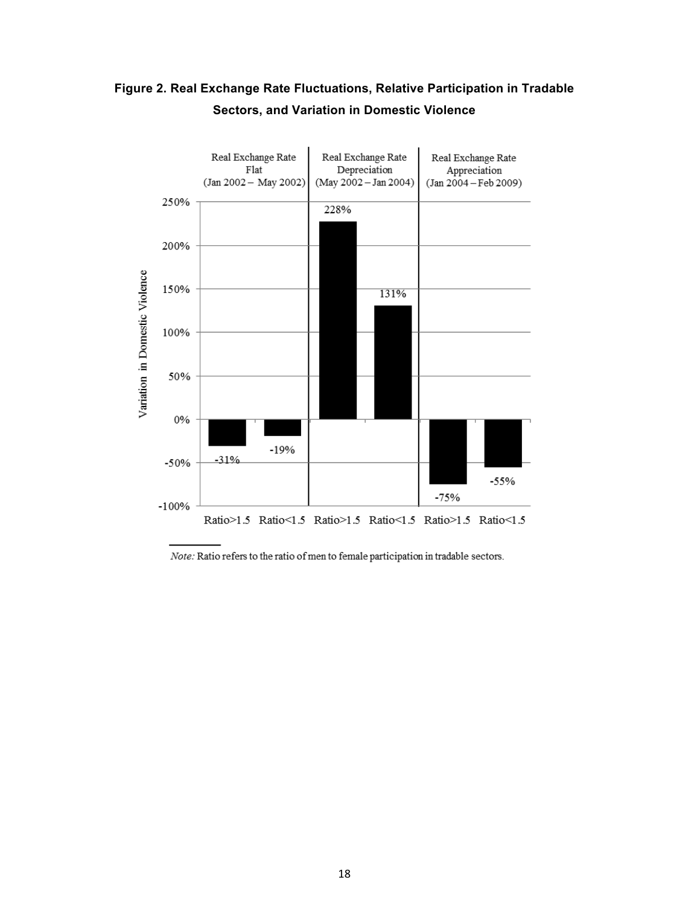**Figure 2. Real Exchange Rate Fluctuations, Relative Participation in Tradable Sectors, and Variation in Domestic Violence**

Real Exchange Rate Flat (Jan 2002 – May 2002)

Real Exchange Rate Depreciation (May 2002 – Jan 2004)

Real Exchange Rate Appreciation (Jan 2004 – Feb 2009)

Variation in Domestic Violence

250%

200%

150%

100%

50%

0%

-50%

-100%

-31%

-19%

228%

131%

-75%

-55%

Ratio>1.5 Ratio<1.5 Ratio>1.5 Ratio<1.5 Ratio>1.5 Ratio<1.5

*Note:* Ratio refers to the ratio of men to female participation in tradable sectors.